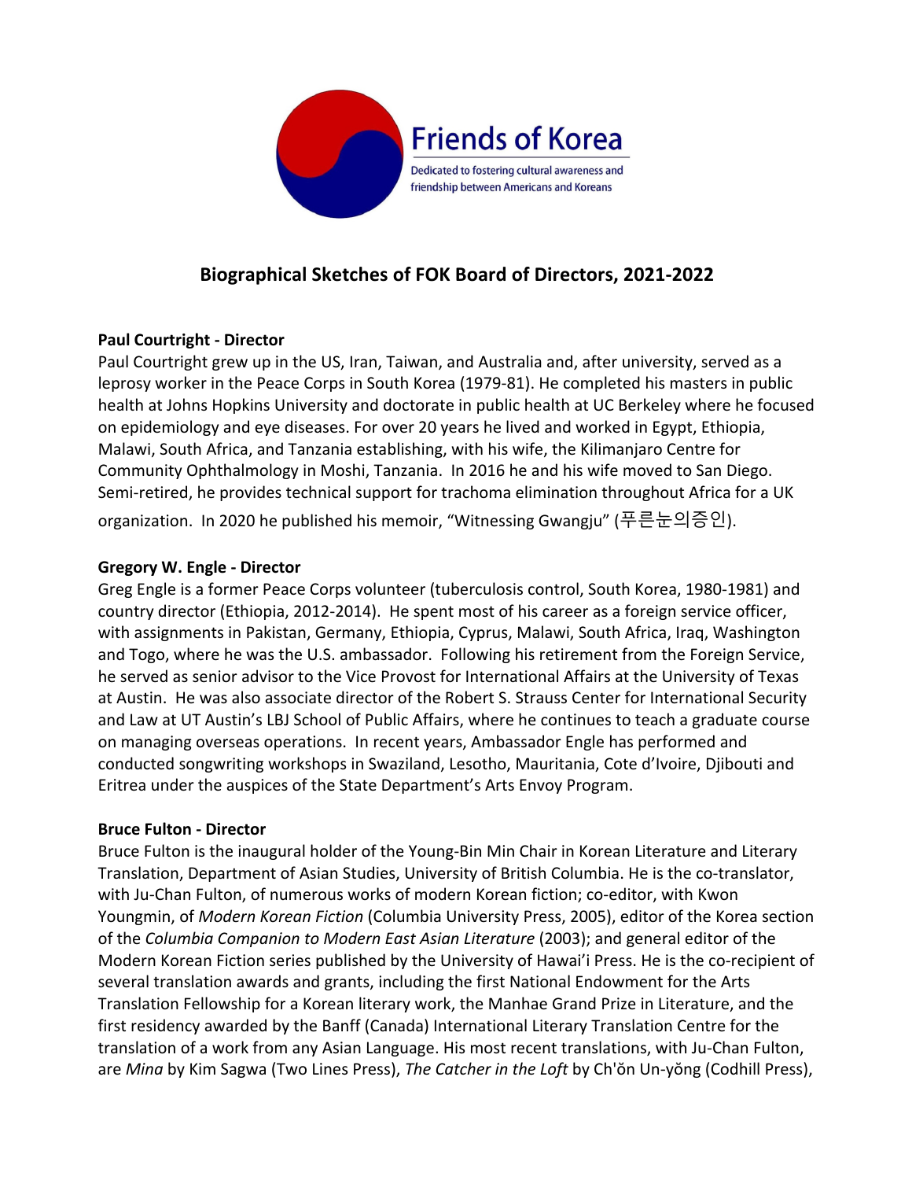**Friends of Korea**

Dedicated to fostering cultural awareness and friendship between Americans and Koreans

## Biographical Sketches of FOK Board of Directors, 2021-2022

### Paul Courtright - Director

Paul Courtright grew up in the US, Iran, Taiwan, and Australia and, after university, served as a leprosy worker in the Peace Corps in South Korea (1979-81). He completed his masters in public health at Johns Hopkins University and doctorate in public health at UC Berkeley where he focused on epidemiology and eye diseases. For over 20 years he lived and worked in Egypt, Ethiopia, Malawi, South Africa, and Tanzania establishing, with his wife, the Kilimanjaro Centre for Community Ophthalmology in Moshi, Tanzania. In 2016 he and his wife moved to San Diego. Semi-retired, he provides technical support for trachoma elimination throughout Africa for a UK organization. In 2020 he published his memoir, "Witnessing Gwangju" (푸른눈의증인).

### Gregory W. Engle - Director

Greg Engle is a former Peace Corps volunteer (tuberculosis control, South Korea, 1980-1981) and country director (Ethiopia, 2012-2014). He spent most of his career as a foreign service officer, with assignments in Pakistan, Germany, Ethiopia, Cyprus, Malawi, South Africa, Iraq, Washington and Togo, where he was the U.S. ambassador. Following his retirement from the Foreign Service, he served as senior advisor to the Vice Provost for International Affairs at the University of Texas at Austin. He was also associate director of the Robert S. Strauss Center for International Security and Law at UT Austin's LBJ School of Public Affairs, where he continues to teach a graduate course on managing overseas operations. In recent years, Ambassador Engle has performed and conducted songwriting workshops in Swaziland, Lesotho, Mauritania, Cote d'Ivoire, Djibouti and Eritrea under the auspices of the State Department's Arts Envoy Program.

### Bruce Fulton - Director

Bruce Fulton is the inaugural holder of the Young-Bin Min Chair in Korean Literature and Literary Translation, Department of Asian Studies, University of British Columbia. He is the co-translator, with Ju-Chan Fulton, of numerous works of modern Korean fiction; co-editor, with Kwon Youngmin, of *Modern Korean Fiction* (Columbia University Press, 2005), editor of the Korea section of the *Columbia Companion to Modern East Asian Literature* (2003); and general editor of the Modern Korean Fiction series published by the University of Hawai'i Press. He is the co-recipient of several translation awards and grants, including the first National Endowment for the Arts Translation Fellowship for a Korean literary work, the Manhae Grand Prize in Literature, and the first residency awarded by the Banff (Canada) International Literary Translation Centre for the translation of a work from any Asian Language. His most recent translations, with Ju-Chan Fulton, are *Mina* by Kim Sagwa (Two Lines Press), *The Catcher in the Loft* by Ch'ŏn Un-yŏng (Codhill Press),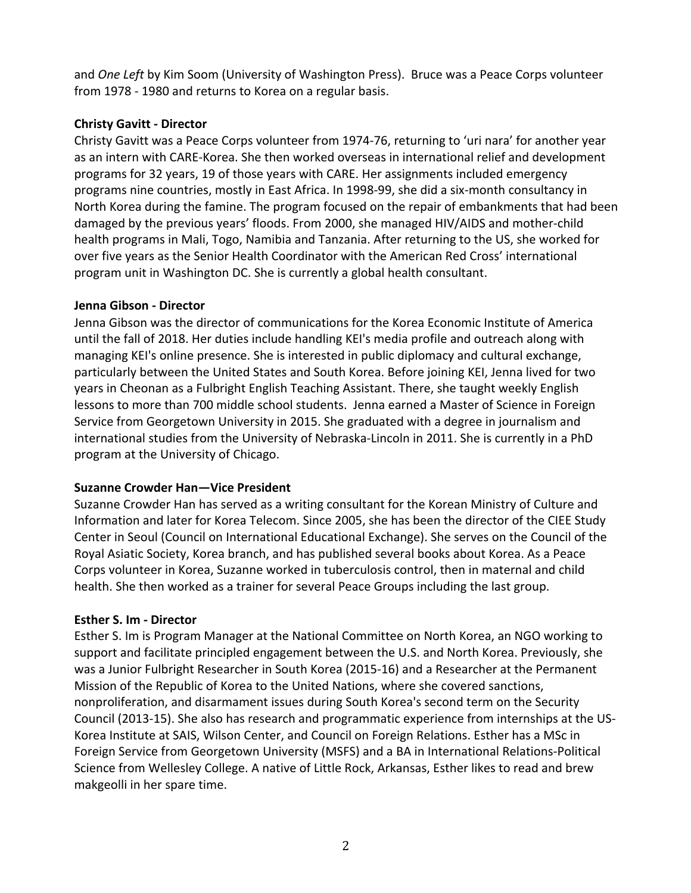and *One Left* by Kim Soom (University of Washington Press). Bruce was a Peace Corps volunteer from 1978 - 1980 and returns to Korea on a regular basis.

**Christy Gavitt - Director**

Christy Gavitt was a Peace Corps volunteer from 1974-76, returning to 'uri nara' for another year as an intern with CARE-Korea. She then worked overseas in international relief and development programs for 32 years, 19 of those years with CARE. Her assignments included emergency programs nine countries, mostly in East Africa. In 1998-99, she did a six-month consultancy in North Korea during the famine. The program focused on the repair of embankments that had been damaged by the previous years' floods. From 2000, she managed HIV/AIDS and mother-child health programs in Mali, Togo, Namibia and Tanzania. After returning to the US, she worked for over five years as the Senior Health Coordinator with the American Red Cross' international program unit in Washington DC. She is currently a global health consultant.

**Jenna Gibson - Director**

Jenna Gibson was the director of communications for the Korea Economic Institute of America until the fall of 2018. Her duties include handling KEI's media profile and outreach along with managing KEI's online presence. She is interested in public diplomacy and cultural exchange, particularly between the United States and South Korea. Before joining KEI, Jenna lived for two years in Cheonan as a Fulbright English Teaching Assistant. There, she taught weekly English lessons to more than 700 middle school students. Jenna earned a Master of Science in Foreign Service from Georgetown University in 2015. She graduated with a degree in journalism and international studies from the University of Nebraska-Lincoln in 2011. She is currently in a PhD program at the University of Chicago.

**Suzanne Crowder Han—Vice President**

Suzanne Crowder Han has served as a writing consultant for the Korean Ministry of Culture and Information and later for Korea Telecom. Since 2005, she has been the director of the CIEE Study Center in Seoul (Council on International Educational Exchange). She serves on the Council of the Royal Asiatic Society, Korea branch, and has published several books about Korea. As a Peace Corps volunteer in Korea, Suzanne worked in tuberculosis control, then in maternal and child health. She then worked as a trainer for several Peace Groups including the last group.

**Esther S. Im - Director**

Esther S. Im is Program Manager at the National Committee on North Korea, an NGO working to support and facilitate principled engagement between the U.S. and North Korea. Previously, she was a Junior Fulbright Researcher in South Korea (2015-16) and a Researcher at the Permanent Mission of the Republic of Korea to the United Nations, where she covered sanctions, nonproliferation, and disarmament issues during South Korea's second term on the Security Council (2013-15). She also has research and programmatic experience from internships at the US-Korea Institute at SAIS, Wilson Center, and Council on Foreign Relations. Esther has a MSc in Foreign Service from Georgetown University (MSFS) and a BA in International Relations-Political Science from Wellesley College. A native of Little Rock, Arkansas, Esther likes to read and brew makgeolli in her spare time.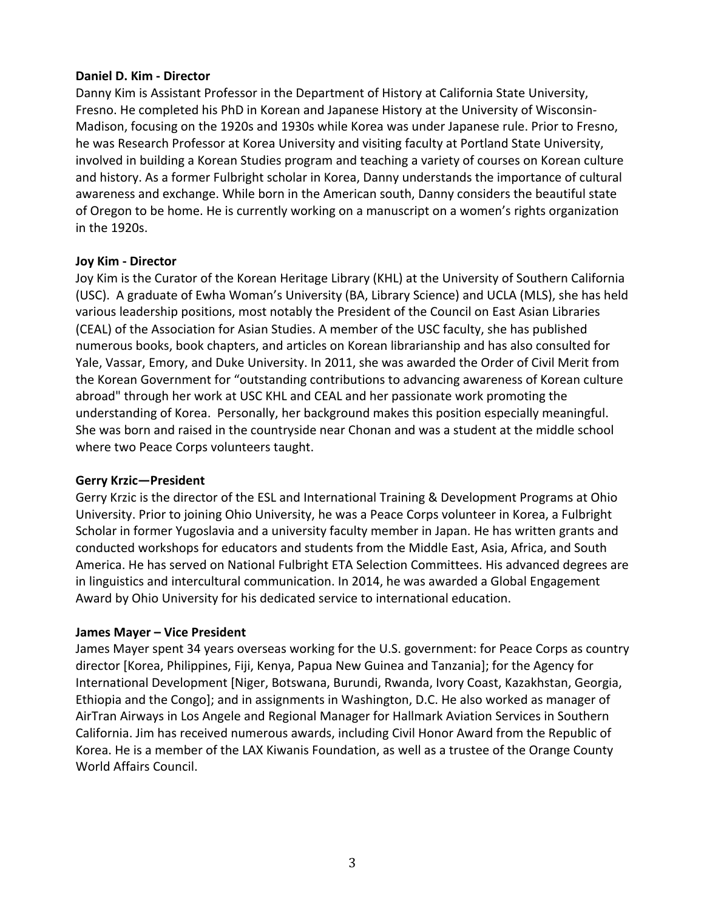**Daniel D. Kim - Director**

Danny Kim is Assistant Professor in the Department of History at California State University, Fresno. He completed his PhD in Korean and Japanese History at the University of Wisconsin-Madison, focusing on the 1920s and 1930s while Korea was under Japanese rule. Prior to Fresno, he was Research Professor at Korea University and visiting faculty at Portland State University, involved in building a Korean Studies program and teaching a variety of courses on Korean culture and history. As a former Fulbright scholar in Korea, Danny understands the importance of cultural awareness and exchange. While born in the American south, Danny considers the beautiful state of Oregon to be home. He is currently working on a manuscript on a women's rights organization in the 1920s.

**Joy Kim - Director**

Joy Kim is the Curator of the Korean Heritage Library (KHL) at the University of Southern California (USC). A graduate of Ewha Woman's University (BA, Library Science) and UCLA (MLS), she has held various leadership positions, most notably the President of the Council on East Asian Libraries (CEAL) of the Association for Asian Studies. A member of the USC faculty, she has published numerous books, book chapters, and articles on Korean librarianship and has also consulted for Yale, Vassar, Emory, and Duke University. In 2011, she was awarded the Order of Civil Merit from the Korean Government for "outstanding contributions to advancing awareness of Korean culture abroad" through her work at USC KHL and CEAL and her passionate work promoting the understanding of Korea. Personally, her background makes this position especially meaningful. She was born and raised in the countryside near Chonan and was a student at the middle school where two Peace Corps volunteers taught.

**Gerry Krzic—President**

Gerry Krzic is the director of the ESL and International Training & Development Programs at Ohio University. Prior to joining Ohio University, he was a Peace Corps volunteer in Korea, a Fulbright Scholar in former Yugoslavia and a university faculty member in Japan. He has written grants and conducted workshops for educators and students from the Middle East, Asia, Africa, and South America. He has served on National Fulbright ETA Selection Committees. His advanced degrees are in linguistics and intercultural communication. In 2014, he was awarded a Global Engagement Award by Ohio University for his dedicated service to international education.

**James Mayer – Vice President**

James Mayer spent 34 years overseas working for the U.S. government: for Peace Corps as country director [Korea, Philippines, Fiji, Kenya, Papua New Guinea and Tanzania]; for the Agency for International Development [Niger, Botswana, Burundi, Rwanda, Ivory Coast, Kazakhstan, Georgia, Ethiopia and the Congo]; and in assignments in Washington, D.C. He also worked as manager of AirTran Airways in Los Angele and Regional Manager for Hallmark Aviation Services in Southern California. Jim has received numerous awards, including Civil Honor Award from the Republic of Korea. He is a member of the LAX Kiwanis Foundation, as well as a trustee of the Orange County World Affairs Council.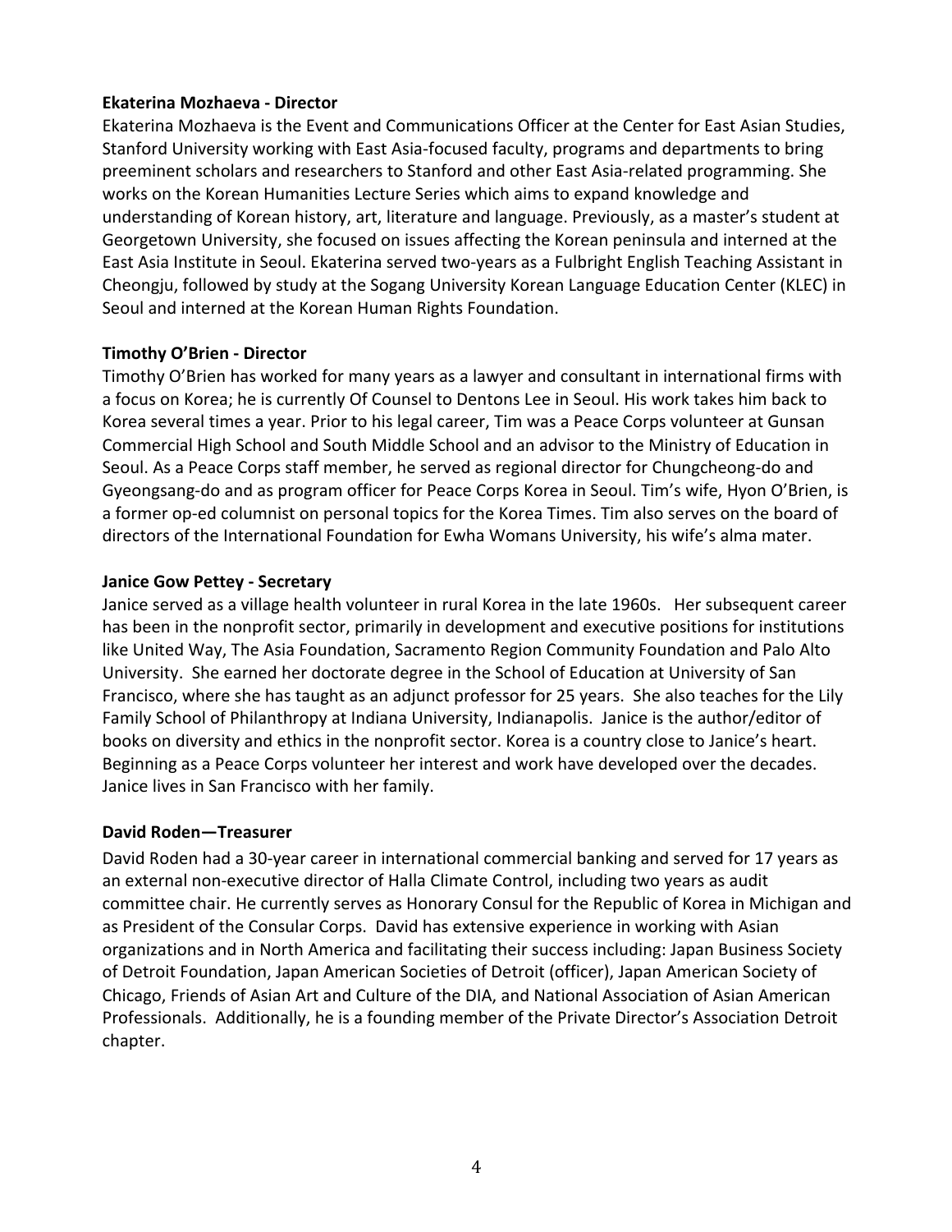**Ekaterina Mozhaeva - Director**

Ekaterina Mozhaeva is the Event and Communications Officer at the Center for East Asian Studies, Stanford University working with East Asia-focused faculty, programs and departments to bring preeminent scholars and researchers to Stanford and other East Asia-related programming. She works on the Korean Humanities Lecture Series which aims to expand knowledge and understanding of Korean history, art, literature and language. Previously, as a master's student at Georgetown University, she focused on issues affecting the Korean peninsula and interned at the East Asia Institute in Seoul. Ekaterina served two-years as a Fulbright English Teaching Assistant in Cheongju, followed by study at the Sogang University Korean Language Education Center (KLEC) in Seoul and interned at the Korean Human Rights Foundation.

**Timothy O'Brien - Director**

Timothy O'Brien has worked for many years as a lawyer and consultant in international firms with a focus on Korea; he is currently Of Counsel to Dentons Lee in Seoul. His work takes him back to Korea several times a year. Prior to his legal career, Tim was a Peace Corps volunteer at Gunsan Commercial High School and South Middle School and an advisor to the Ministry of Education in Seoul. As a Peace Corps staff member, he served as regional director for Chungcheong-do and Gyeongsang-do and as program officer for Peace Corps Korea in Seoul. Tim's wife, Hyon O'Brien, is a former op-ed columnist on personal topics for the Korea Times. Tim also serves on the board of directors of the International Foundation for Ewha Womans University, his wife's alma mater.

**Janice Gow Pettey - Secretary**

Janice served as a village health volunteer in rural Korea in the late 1960s. Her subsequent career has been in the nonprofit sector, primarily in development and executive positions for institutions like United Way, The Asia Foundation, Sacramento Region Community Foundation and Palo Alto University. She earned her doctorate degree in the School of Education at University of San Francisco, where she has taught as an adjunct professor for 25 years. She also teaches for the Lily Family School of Philanthropy at Indiana University, Indianapolis. Janice is the author/editor of books on diversity and ethics in the nonprofit sector. Korea is a country close to Janice's heart. Beginning as a Peace Corps volunteer her interest and work have developed over the decades. Janice lives in San Francisco with her family.

**David Roden—Treasurer**

David Roden had a 30-year career in international commercial banking and served for 17 years as an external non-executive director of Halla Climate Control, including two years as audit committee chair. He currently serves as Honorary Consul for the Republic of Korea in Michigan and as President of the Consular Corps. David has extensive experience in working with Asian organizations and in North America and facilitating their success including: Japan Business Society of Detroit Foundation, Japan American Societies of Detroit (officer), Japan American Society of Chicago, Friends of Asian Art and Culture of the DIA, and National Association of Asian American Professionals. Additionally, he is a founding member of the Private Director's Association Detroit chapter.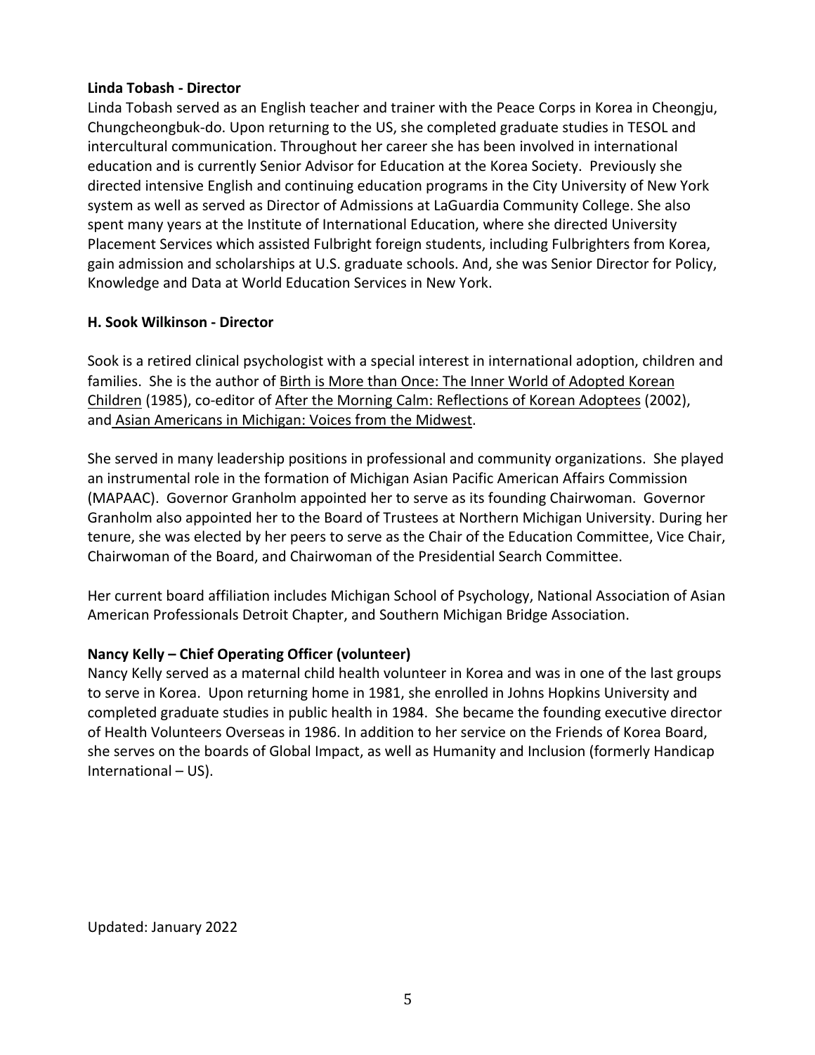**Linda Tobash - Director**

Linda Tobash served as an English teacher and trainer with the Peace Corps in Korea in Cheongju, Chungcheongbuk-do. Upon returning to the US, she completed graduate studies in TESOL and intercultural communication. Throughout her career she has been involved in international education and is currently Senior Advisor for Education at the Korea Society. Previously she directed intensive English and continuing education programs in the City University of New York system as well as served as Director of Admissions at LaGuardia Community College. She also spent many years at the Institute of International Education, where she directed University Placement Services which assisted Fulbright foreign students, including Fulbrighters from Korea, gain admission and scholarships at U.S. graduate schools. And, she was Senior Director for Policy, Knowledge and Data at World Education Services in New York.

**H. Sook Wilkinson - Director**

Sook is a retired clinical psychologist with a special interest in international adoption, children and families. She is the author of Birth is More than Once: The Inner World of Adopted Korean Children (1985), co-editor of After the Morning Calm: Reflections of Korean Adoptees (2002), and Asian Americans in Michigan: Voices from the Midwest.

She served in many leadership positions in professional and community organizations. She played an instrumental role in the formation of Michigan Asian Pacific American Affairs Commission (MAPAAC). Governor Granholm appointed her to serve as its founding Chairwoman. Governor Granholm also appointed her to the Board of Trustees at Northern Michigan University. During her tenure, she was elected by her peers to serve as the Chair of the Education Committee, Vice Chair, Chairwoman of the Board, and Chairwoman of the Presidential Search Committee.

Her current board affiliation includes Michigan School of Psychology, National Association of Asian American Professionals Detroit Chapter, and Southern Michigan Bridge Association.

**Nancy Kelly – Chief Operating Officer (volunteer)**

Nancy Kelly served as a maternal child health volunteer in Korea and was in one of the last groups to serve in Korea. Upon returning home in 1981, she enrolled in Johns Hopkins University and completed graduate studies in public health in 1984. She became the founding executive director of Health Volunteers Overseas in 1986. In addition to her service on the Friends of Korea Board, she serves on the boards of Global Impact, as well as Humanity and Inclusion (formerly Handicap International – US).

Updated: January 2022